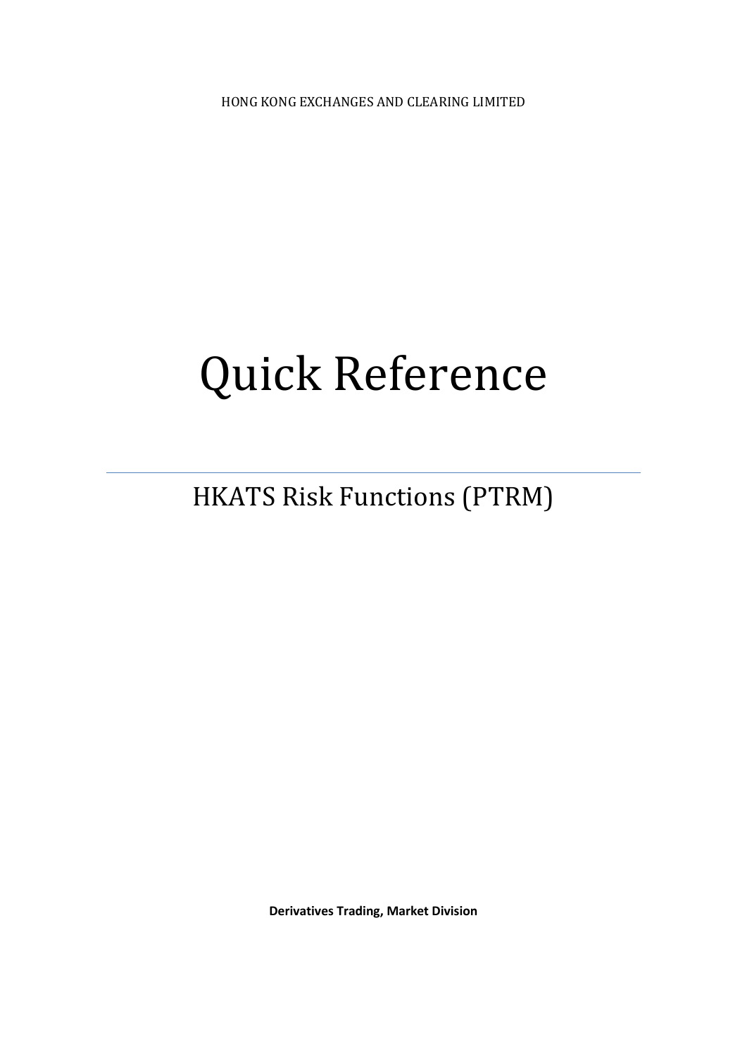HONG KONG EXCHANGES AND CLEARING LIMITED

# Quick Reference

## HKATS Risk Functions (PTRM)

**Derivatives Trading, Market Division**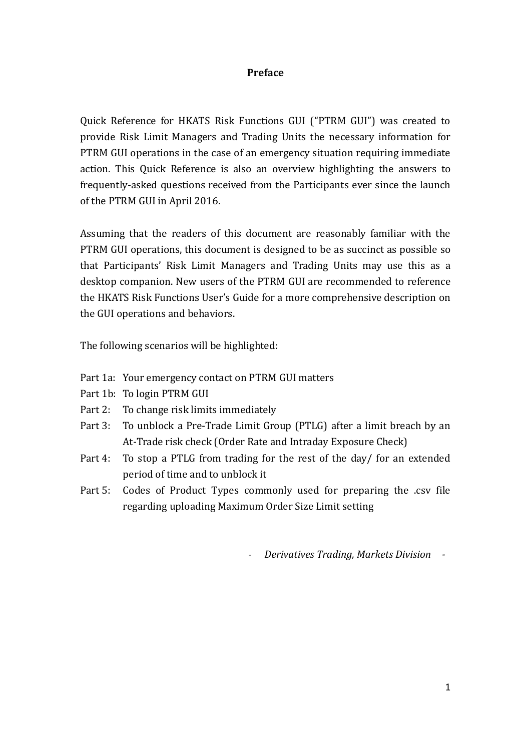# Preface

Quick Reference for HKATS Risk Functions GUI ("PTRM GUI") was created to provide Risk Limit Managers and Trading Units the necessary information for PTRM GUI operations in the case of an emergency situation requiring immediate action. This Quick Reference is also an overview highlighting the answers to frequently-asked questions received from the Participants ever since the launch of the PTRM GUI in April 2016.

Assuming that the readers of this document are reasonably familiar with the PTRM GUI operations, this document is designed to be as succinct as possible so that Participants' Risk Limit Managers and Trading Units may use this as a desktop companion. New users of the PTRM GUI are recommended to reference the HKATS Risk Functions User's Guide for a more comprehensive description on the GUI operations and behaviors.

The following scenarios will be highlighted:

- Part 1a: Your emergency contact on PTRM GUI matters
- Part 1b: To login PTRM GUI
- Part 2: To change risk limits immediately
- Part 3: To unblock a Pre-Trade Limit Group (PTLG) after a limit breach by an At-Trade risk check (Order Rate and Intraday Exposure Check)
- Part 4: To stop a PTLG from trading for the rest of the day/ for an extended period of time and to unblock it
- Part 5: Codes of Product Types commonly used for preparing the .csv file regarding uploading Maximum Order Size Limit setting

\- *Derivatives Trading, Markets Division* -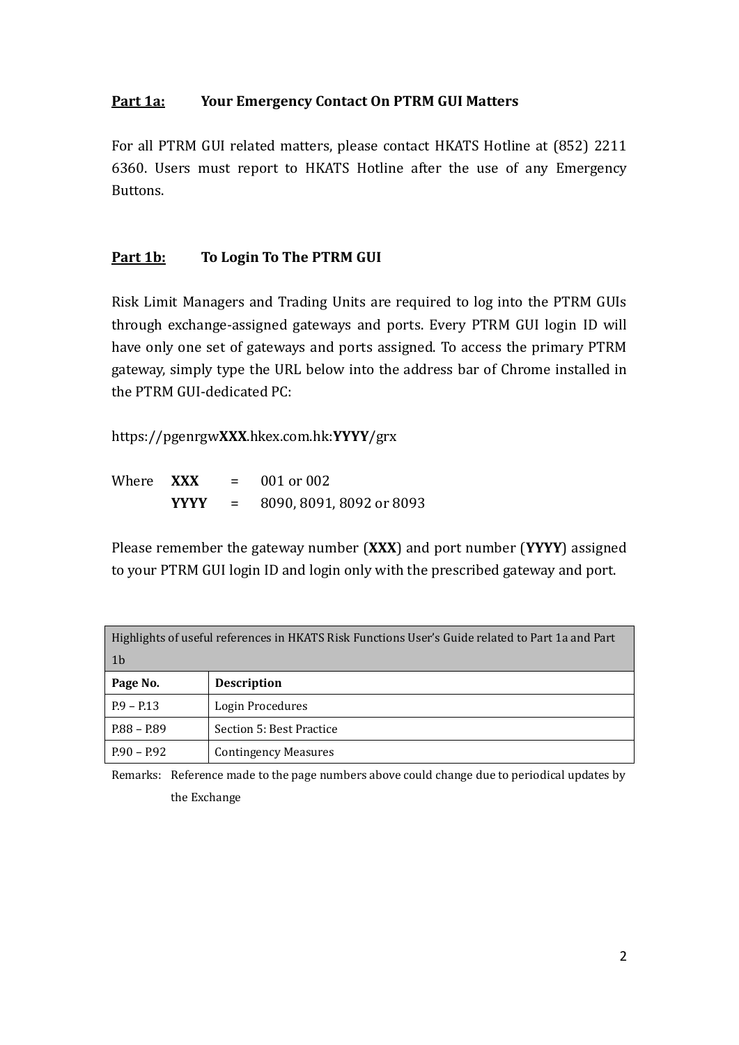## Part 1a: Your Emergency Contact On PTRM GUI Matters

For all PTRM GUI related matters, please contact HKATS Hotline at (852) 2211 6360. Users must report to HKATS Hotline after the use of any Emergency Buttons.

## Part 1b: To Login To The PTRM GUI

Risk Limit Managers and Trading Units are required to log into the PTRM GUIs through exchange-assigned gateways and ports. Every PTRM GUI login ID will have only one set of gateways and ports assigned. To access the primary PTRM gateway, simply type the URL below into the address bar of Chrome installed in the PTRM GUI-dedicated PC:

https://pgenrgw**XXX**.hkex.com.hk:**YYYY**/grx

Where **XXX** = 001 or 002
**YYYY** = 8090, 8091, 8092 or 8093

Please remember the gateway number (**XXX**) and port number (**YYYY**) assigned to your PTRM GUI login ID and login only with the prescribed gateway and port.

| Highlights of useful references in HKATS Risk Functions User's Guide related to Part 1a and Part 1b | |
|---|---|
| **Page No.** | **Description** |
| P.9 – P.13 | Login Procedures |
| P.88 – P.89 | Section 5: Best Practice |
| P.90 – P.92 | Contingency Measures |

Remarks: Reference made to the page numbers above could change due to periodical updates by the Exchange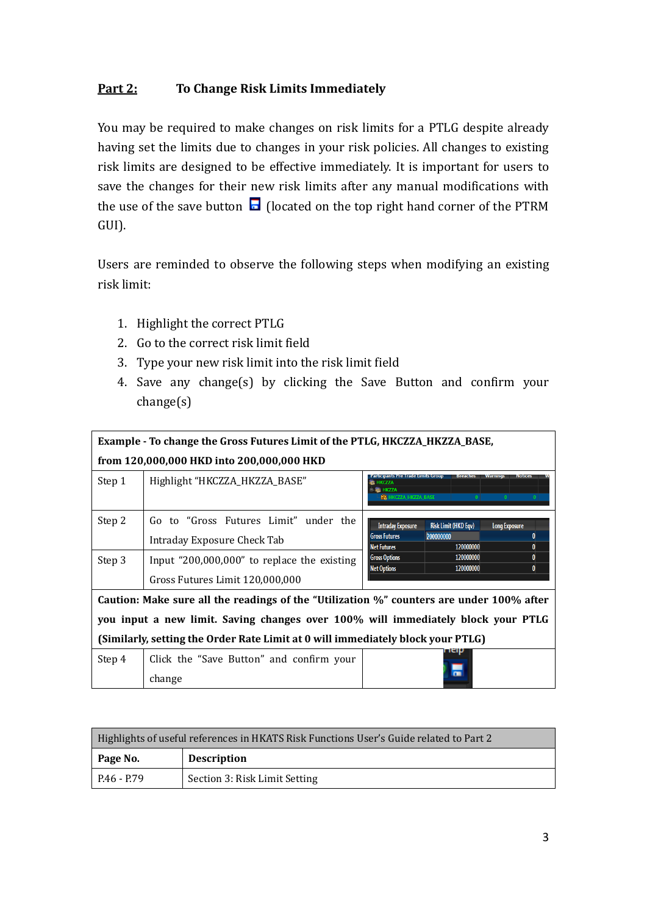## Part 2: To Change Risk Limits Immediately

You may be required to make changes on risk limits for a PTLG despite already having set the limits due to changes in your risk policies. All changes to existing risk limits are designed to be effective immediately. It is important for users to save the changes for their new risk limits after any manual modifications with the use of the save button (located on the top right hand corner of the PTRM GUI).

Users are reminded to observe the following steps when modifying an existing risk limit:

1. Highlight the correct PTLG
2. Go to the correct risk limit field
3. Type your new risk limit into the risk limit field
4. Save any change(s) by clicking the Save Button and confirm your change(s)

| **Example - To change the Gross Futures Limit of the PTLG, HKCZZA_HKZZA_BASE, from 120,000,000 HKD into 200,000,000 HKD** | | |
|---|---|---|
| Step 1 | Highlight "HKCZZA_HKZZA_BASE" | |
| Step 2 | Go to "Gross Futures Limit" under the Intraday Exposure Check Tab | |
| Step 3 | Input "200,000,000" to replace the existing Gross Futures Limit 120,000,000 | |
| **Caution: Make sure all the readings of the "Utilization %" counters are under 100% after you input a new limit. Saving changes over 100% will immediately block your PTLG (Similarly, setting the Order Rate Limit at 0 will immediately block your PTLG)** | | |
| Step 4 | Click the "Save Button" and confirm your change | |

| Highlights of useful references in HKATS Risk Functions User's Guide related to Part 2 | |
|---|---|
| **Page No.** | **Description** |
| P.46 - P.79 | Section 3: Risk Limit Setting |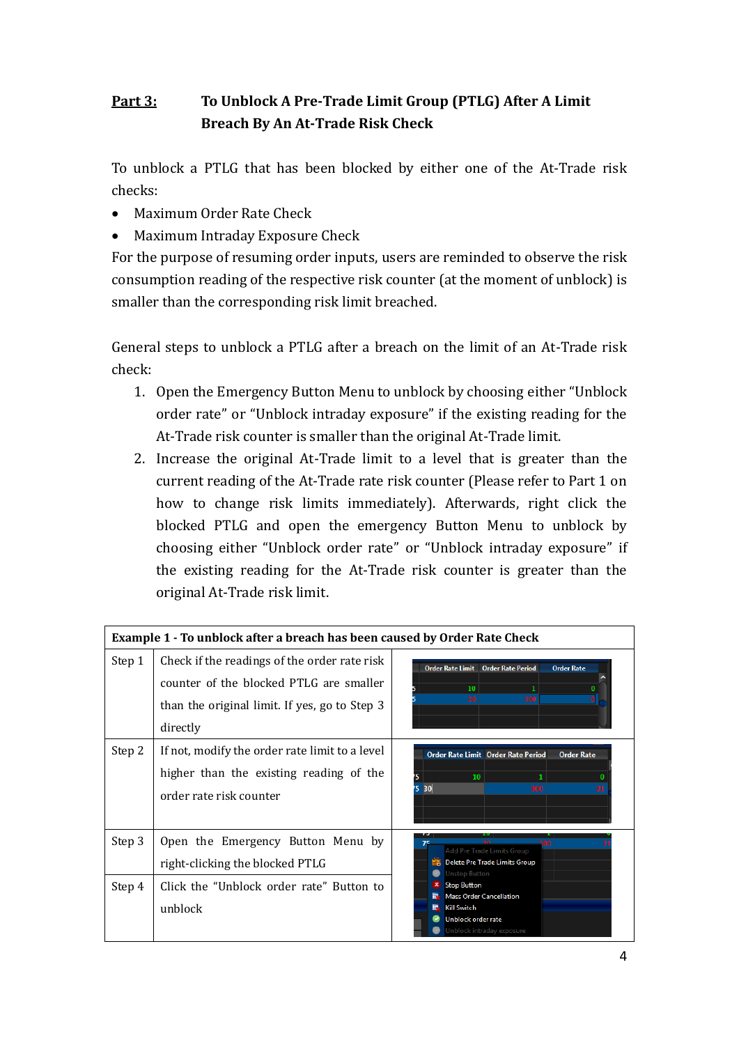## Part 3: To Unblock A Pre-Trade Limit Group (PTLG) After A Limit Breach By An At-Trade Risk Check

To unblock a PTLG that has been blocked by either one of the At-Trade risk checks:

- Maximum Order Rate Check
- Maximum Intraday Exposure Check

For the purpose of resuming order inputs, users are reminded to observe the risk consumption reading of the respective risk counter (at the moment of unblock) is smaller than the corresponding risk limit breached.

General steps to unblock a PTLG after a breach on the limit of an At-Trade risk check:

1. Open the Emergency Button Menu to unblock by choosing either "Unblock order rate" or "Unblock intraday exposure" if the existing reading for the At-Trade risk counter is smaller than the original At-Trade limit.
2. Increase the original At-Trade limit to a level that is greater than the current reading of the At-Trade rate risk counter (Please refer to Part 1 on how to change risk limits immediately). Afterwards, right click the blocked PTLG and open the emergency Button Menu to unblock by choosing either "Unblock order rate" or "Unblock intraday exposure" if the existing reading for the At-Trade risk counter is greater than the original At-Trade risk limit.

| **Example 1 - To unblock after a breach has been caused by Order Rate Check** | | |
|---|---|---|
| Step 1 | Check if the readings of the order rate risk counter of the blocked PTLG are smaller than the original limit. If yes, go to Step 3 directly | |
| Step 2 | If not, modify the order rate limit to a level higher than the existing reading of the order rate risk counter | |
| Step 3 | Open the Emergency Button Menu by right-clicking the blocked PTLG | |
| Step 4 | Click the "Unblock order rate" Button to unblock | |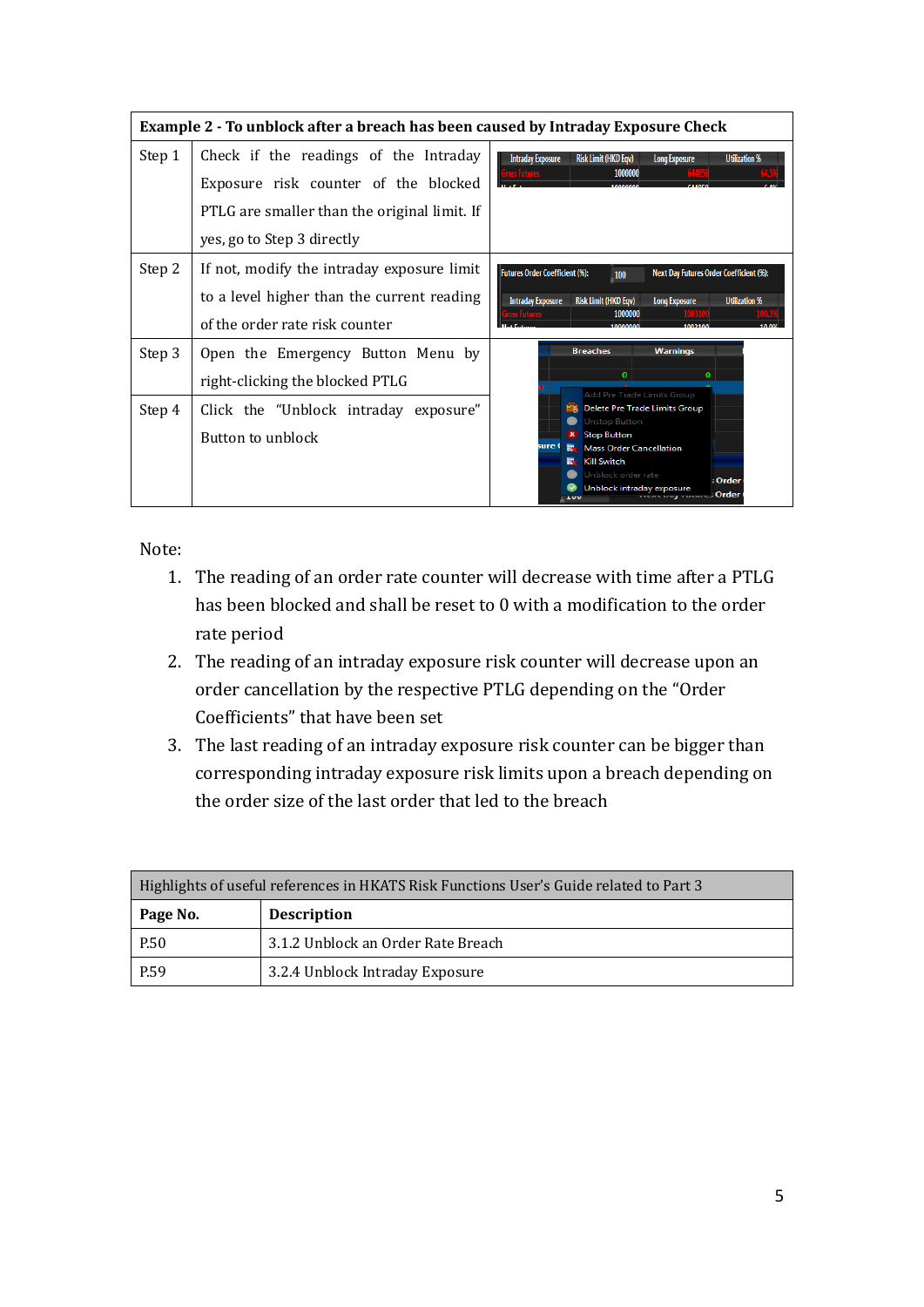| Example 2 - To unblock after a breach has been caused by Intraday Exposure Check | | |
|---|---|---|
| Step 1 | Check if the readings of the Intraday Exposure risk counter of the blocked PTLG are smaller than the original limit. If yes, go to Step 3 directly | |
| Step 2 | If not, modify the intraday exposure limit to a level higher than the current reading of the order rate risk counter | |
| Step 3 | Open the Emergency Button Menu by right-clicking the blocked PTLG | |
| Step 4 | Click the "Unblock intraday exposure" Button to unblock | |

Note:

1. The reading of an order rate counter will decrease with time after a PTLG has been blocked and shall be reset to 0 with a modification to the order rate period
2. The reading of an intraday exposure risk counter will decrease upon an order cancellation by the respective PTLG depending on the "Order Coefficients" that have been set
3. The last reading of an intraday exposure risk counter can be bigger than corresponding intraday exposure risk limits upon a breach depending on the order size of the last order that led to the breach

| Highlights of useful references in HKATS Risk Functions User's Guide related to Part 3 | |
|---|---|
| **Page No.** | **Description** |
| P.50 | 3.1.2 Unblock an Order Rate Breach |
| P.59 | 3.2.4 Unblock Intraday Exposure |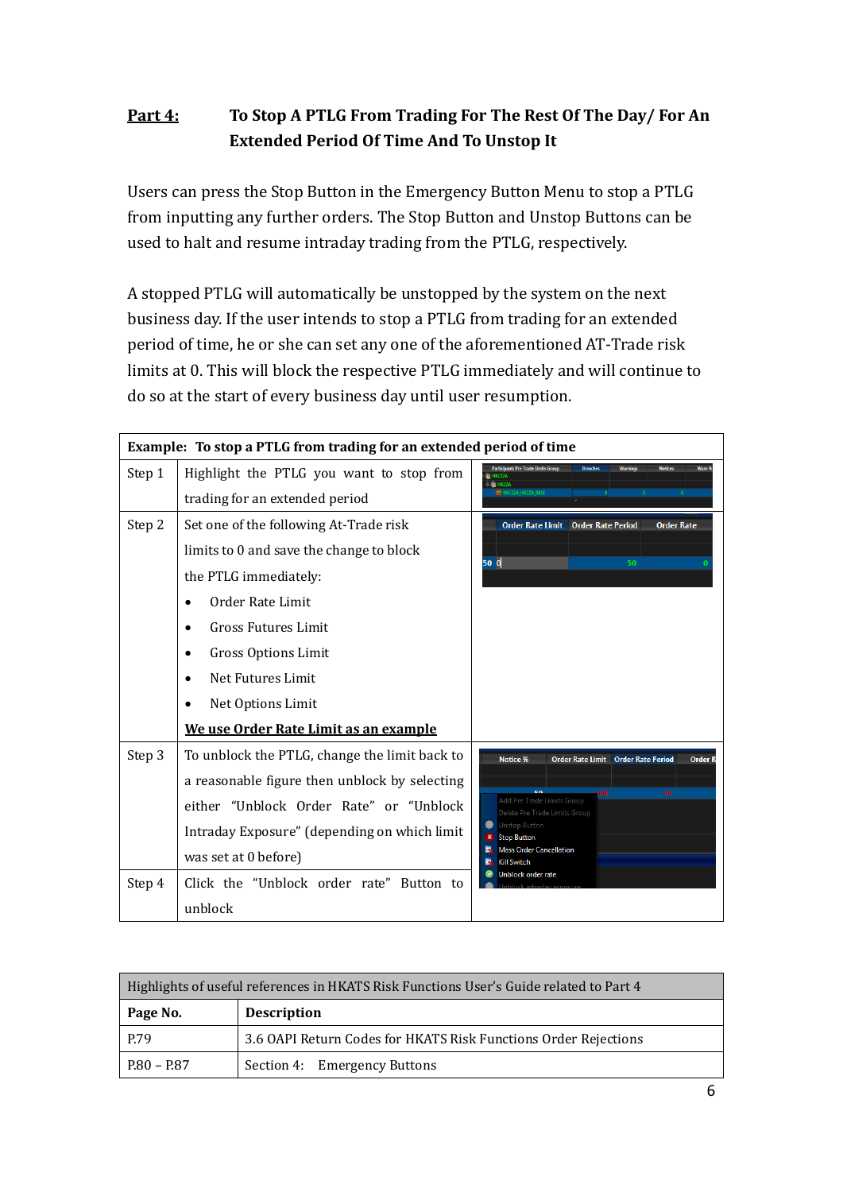## Part 4: To Stop A PTLG From Trading For The Rest Of The Day/ For An Extended Period Of Time And To Unstop It

Users can press the Stop Button in the Emergency Button Menu to stop a PTLG from inputting any further orders. The Stop Button and Unstop Buttons can be used to halt and resume intraday trading from the PTLG, respectively.

A stopped PTLG will automatically be unstopped by the system on the next business day. If the user intends to stop a PTLG from trading for an extended period of time, he or she can set any one of the aforementioned AT-Trade risk limits at 0. This will block the respective PTLG immediately and will continue to do so at the start of every business day until user resumption.

| **Example: To stop a PTLG from trading for an extended period of time** | | |
|---|---|---|
| Step 1 | Highlight the PTLG you want to stop from trading for an extended period | |
| Step 2 | Set one of the following At-Trade risk limits to 0 and save the change to block the PTLG immediately:<br>• Order Rate Limit<br>• Gross Futures Limit<br>• Gross Options Limit<br>• Net Futures Limit<br>• Net Options Limit<br>**We use Order Rate Limit as an example** | |
| Step 3 | To unblock the PTLG, change the limit back to a reasonable figure then unblock by selecting either "Unblock Order Rate" or "Unblock Intraday Exposure" (depending on which limit was set at 0 before) | |
| Step 4 | Click the "Unblock order rate" Button to unblock | |

| Highlights of useful references in HKATS Risk Functions User's Guide related to Part 4 | |
|---|---|
| **Page No.** | **Description** |
| P.79 | 3.6 OAPI Return Codes for HKATS Risk Functions Order Rejections |
| P.80 – P.87 | Section 4: Emergency Buttons |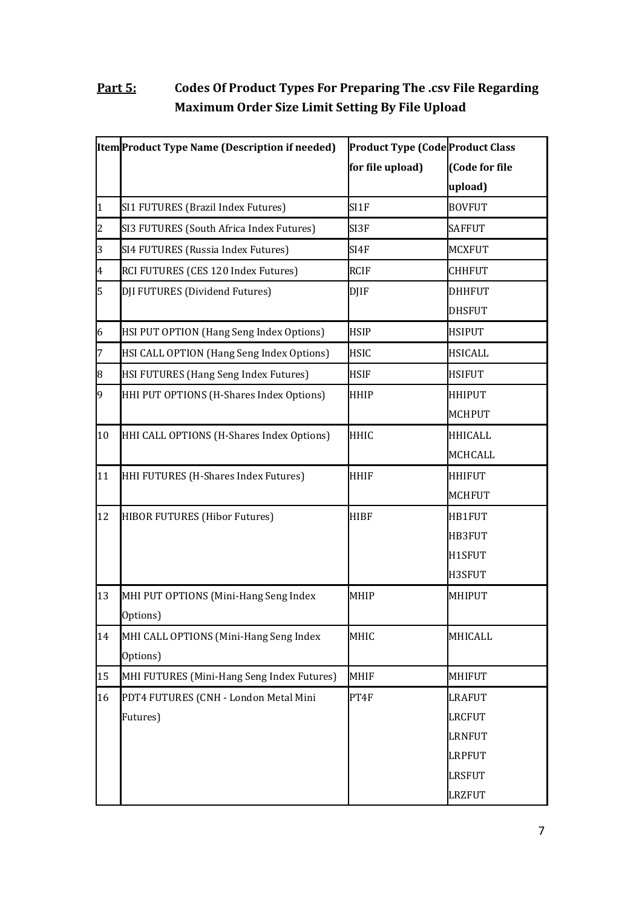## **Part 5:** Codes Of Product Types For Preparing The .csv File Regarding Maximum Order Size Limit Setting By File Upload

| Item | Product Type Name (Description if needed) | Product Type (Code for file upload) | Product Class (Code for file upload) |
|---|---|---|---|
| 1 | SI1 FUTURES (Brazil Index Futures) | SI1F | BOVFUT |
| 2 | SI3 FUTURES (South Africa Index Futures) | SI3F | SAFFUT |
| 3 | SI4 FUTURES (Russia Index Futures) | SI4F | MCXFUT |
| 4 | RCI FUTURES (CES 120 Index Futures) | RCIF | CHHFUT |
| 5 | DJI FUTURES (Dividend Futures) | DJIF | DHHFUT<br>DHSFUT |
| 6 | HSI PUT OPTION (Hang Seng Index Options) | HSIP | HSIPUT |
| 7 | HSI CALL OPTION (Hang Seng Index Options) | HSIC | HSICALL |
| 8 | HSI FUTURES (Hang Seng Index Futures) | HSIF | HSIFUT |
| 9 | HHI PUT OPTIONS (H-Shares Index Options) | HHIP | HHIPUT<br>MCHPUT |
| 10 | HHI CALL OPTIONS (H-Shares Index Options) | HHIC | HHICALL<br>MCHCALL |
| 11 | HHI FUTURES (H-Shares Index Futures) | HHIF | HHIFUT<br>MCHFUT |
| 12 | HIBOR FUTURES (Hibor Futures) | HIBF | HB1FUT<br>HB3FUT<br>H1SFUT<br>H3SFUT |
| 13 | MHI PUT OPTIONS (Mini-Hang Seng Index Options) | MHIP | MHIPUT |
| 14 | MHI CALL OPTIONS (Mini-Hang Seng Index Options) | MHIC | MHICALL |
| 15 | MHI FUTURES (Mini-Hang Seng Index Futures) | MHIF | MHIFUT |
| 16 | PDT4 FUTURES (CNH - London Metal Mini Futures) | PT4F | LRAFUT<br>LRCFUT<br>LRNFUT<br>LRPFUT<br>LRSFUT<br>LRZFUT |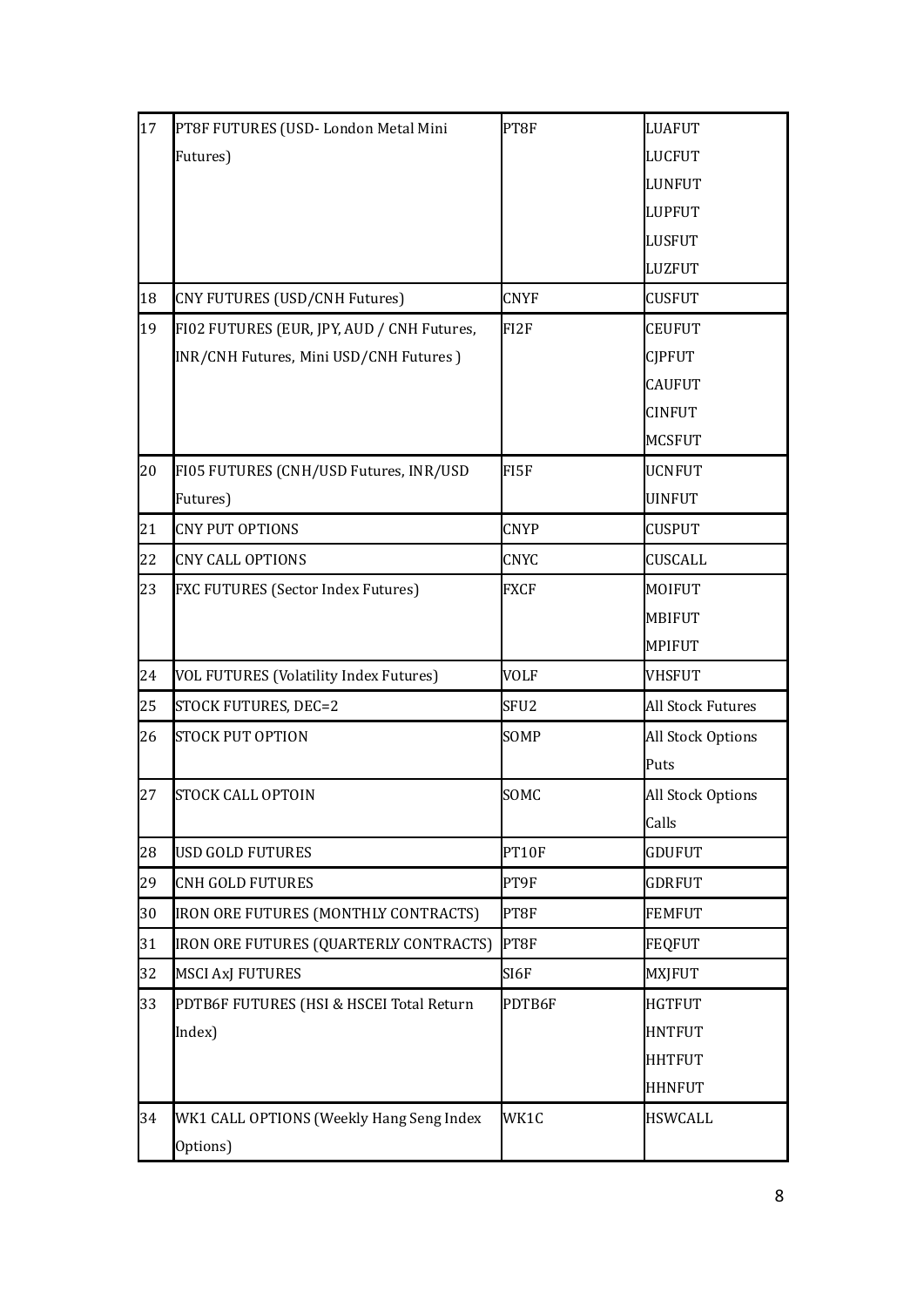| 17 | PT8F FUTURES (USD- London Metal Mini Futures) | PT8F | LUAFUT<br>LUCFUT<br>LUNFUT<br>LUPFUT<br>LUSFUT<br>LUZFUT |
|---|---|---|---|
| 18 | CNY FUTURES (USD/CNH Futures) | CNYF | CUSFUT |
| 19 | FI02 FUTURES (EUR, JPY, AUD / CNH Futures, INR/CNH Futures, Mini USD/CNH Futures ) | FI2F | CEUFUT<br>CJPFUT<br>CAUFUT<br>CINFUT<br>MCSFUT |
| 20 | FI05 FUTURES (CNH/USD Futures, INR/USD Futures) | FI5F | UCNFUT<br>UINFUT |
| 21 | CNY PUT OPTIONS | CNYP | CUSPUT |
| 22 | CNY CALL OPTIONS | CNYC | CUSCALL |
| 23 | FXC FUTURES (Sector Index Futures) | FXCF | MOIFUT<br>MBIFUT<br>MPIFUT |
| 24 | VOL FUTURES (Volatility Index Futures) | VOLF | VHSFUT |
| 25 | STOCK FUTURES, DEC=2 | SFU2 | All Stock Futures |
| 26 | STOCK PUT OPTION | SOMP | All Stock Options Puts |
| 27 | STOCK CALL OPTOIN | SOMC | All Stock Options Calls |
| 28 | USD GOLD FUTURES | PT10F | GDUFUT |
| 29 | CNH GOLD FUTURES | PT9F | GDRFUT |
| 30 | IRON ORE FUTURES (MONTHLY CONTRACTS) | PT8F | FEMFUT |
| 31 | IRON ORE FUTURES (QUARTERLY CONTRACTS) | PT8F | FEQFUT |
| 32 | MSCI AxJ FUTURES | SI6F | MXJFUT |
| 33 | PDTB6F FUTURES (HSI & HSCEI Total Return Index) | PDTB6F | HGTFUT<br>HNTFUT<br>HHTFUT<br>HHNFUT |
| 34 | WK1 CALL OPTIONS (Weekly Hang Seng Index Options) | WK1C | HSWCALL |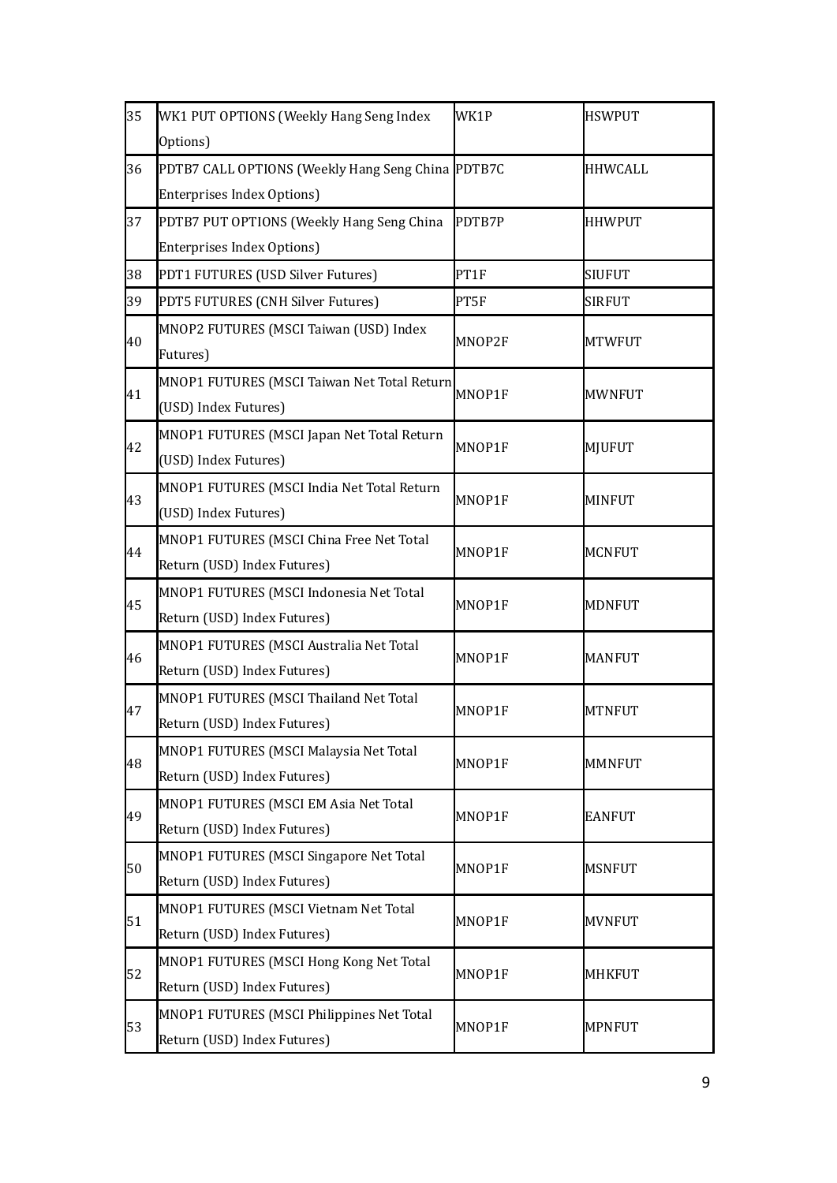| 35 | WK1 PUT OPTIONS (Weekly Hang Seng Index Options) | WK1P | HSWPUT |
|---|---|---|---|
| 36 | PDTB7 CALL OPTIONS (Weekly Hang Seng China Enterprises Index Options) | PDTB7C | HHWCALL |
| 37 | PDTB7 PUT OPTIONS (Weekly Hang Seng China Enterprises Index Options) | PDTB7P | HHWPUT |
| 38 | PDT1 FUTURES (USD Silver Futures) | PT1F | SIUFUT |
| 39 | PDT5 FUTURES (CNH Silver Futures) | PT5F | SIRFUT |
| 40 | MNOP2 FUTURES (MSCI Taiwan (USD) Index Futures) | MNOP2F | MTWFUT |
| 41 | MNOP1 FUTURES (MSCI Taiwan Net Total Return (USD) Index Futures) | MNOP1F | MWNFUT |
| 42 | MNOP1 FUTURES (MSCI Japan Net Total Return (USD) Index Futures) | MNOP1F | MJUFUT |
| 43 | MNOP1 FUTURES (MSCI India Net Total Return (USD) Index Futures) | MNOP1F | MINFUT |
| 44 | MNOP1 FUTURES (MSCI China Free Net Total Return (USD) Index Futures) | MNOP1F | MCNFUT |
| 45 | MNOP1 FUTURES (MSCI Indonesia Net Total Return (USD) Index Futures) | MNOP1F | MDNFUT |
| 46 | MNOP1 FUTURES (MSCI Australia Net Total Return (USD) Index Futures) | MNOP1F | MANFUT |
| 47 | MNOP1 FUTURES (MSCI Thailand Net Total Return (USD) Index Futures) | MNOP1F | MTNFUT |
| 48 | MNOP1 FUTURES (MSCI Malaysia Net Total Return (USD) Index Futures) | MNOP1F | MMNFUT |
| 49 | MNOP1 FUTURES (MSCI EM Asia Net Total Return (USD) Index Futures) | MNOP1F | EANFUT |
| 50 | MNOP1 FUTURES (MSCI Singapore Net Total Return (USD) Index Futures) | MNOP1F | MSNFUT |
| 51 | MNOP1 FUTURES (MSCI Vietnam Net Total Return (USD) Index Futures) | MNOP1F | MVNFUT |
| 52 | MNOP1 FUTURES (MSCI Hong Kong Net Total Return (USD) Index Futures) | MNOP1F | MHKFUT |
| 53 | MNOP1 FUTURES (MSCI Philippines Net Total Return (USD) Index Futures) | MNOP1F | MPNFUT |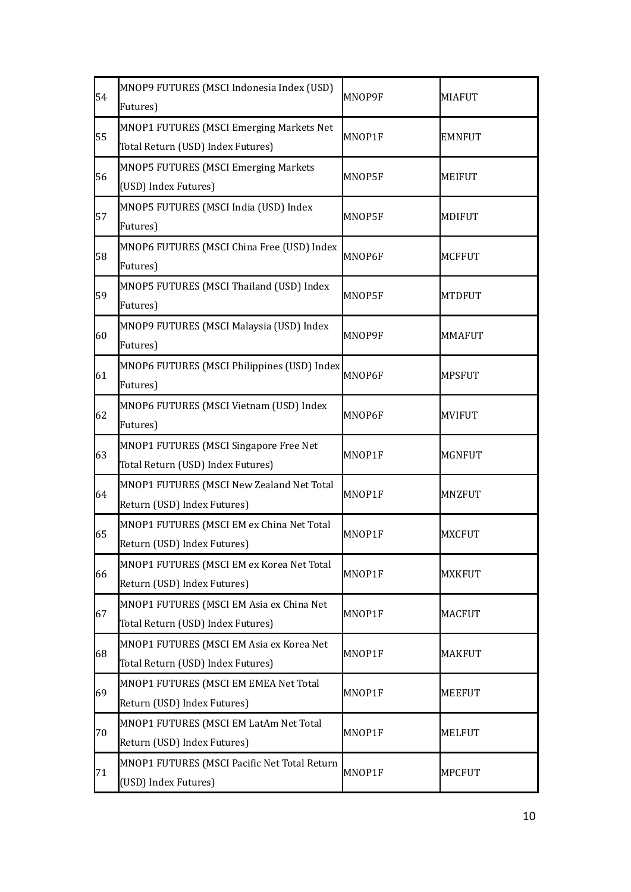| | | | |
|---|---|---|---|
| 54 | MNOP9 FUTURES (MSCI Indonesia Index (USD) Futures) | MNOP9F | MIAFUT |
| 55 | MNOP1 FUTURES (MSCI Emerging Markets Net Total Return (USD) Index Futures) | MNOP1F | EMNFUT |
| 56 | MNOP5 FUTURES (MSCI Emerging Markets (USD) Index Futures) | MNOP5F | MEIFUT |
| 57 | MNOP5 FUTURES (MSCI India (USD) Index Futures) | MNOP5F | MDIFUT |
| 58 | MNOP6 FUTURES (MSCI China Free (USD) Index Futures) | MNOP6F | MCFFUT |
| 59 | MNOP5 FUTURES (MSCI Thailand (USD) Index Futures) | MNOP5F | MTDFUT |
| 60 | MNOP9 FUTURES (MSCI Malaysia (USD) Index Futures) | MNOP9F | MMAFUT |
| 61 | MNOP6 FUTURES (MSCI Philippines (USD) Index Futures) | MNOP6F | MPSFUT |
| 62 | MNOP6 FUTURES (MSCI Vietnam (USD) Index Futures) | MNOP6F | MVIFUT |
| 63 | MNOP1 FUTURES (MSCI Singapore Free Net Total Return (USD) Index Futures) | MNOP1F | MGNFUT |
| 64 | MNOP1 FUTURES (MSCI New Zealand Net Total Return (USD) Index Futures) | MNOP1F | MNZFUT |
| 65 | MNOP1 FUTURES (MSCI EM ex China Net Total Return (USD) Index Futures) | MNOP1F | MXCFUT |
| 66 | MNOP1 FUTURES (MSCI EM ex Korea Net Total Return (USD) Index Futures) | MNOP1F | MXKFUT |
| 67 | MNOP1 FUTURES (MSCI EM Asia ex China Net Total Return (USD) Index Futures) | MNOP1F | MACFUT |
| 68 | MNOP1 FUTURES (MSCI EM Asia ex Korea Net Total Return (USD) Index Futures) | MNOP1F | MAKFUT |
| 69 | MNOP1 FUTURES (MSCI EM EMEA Net Total Return (USD) Index Futures) | MNOP1F | MEEFUT |
| 70 | MNOP1 FUTURES (MSCI EM LatAm Net Total Return (USD) Index Futures) | MNOP1F | MELFUT |
| 71 | MNOP1 FUTURES (MSCI Pacific Net Total Return (USD) Index Futures) | MNOP1F | MPCFUT |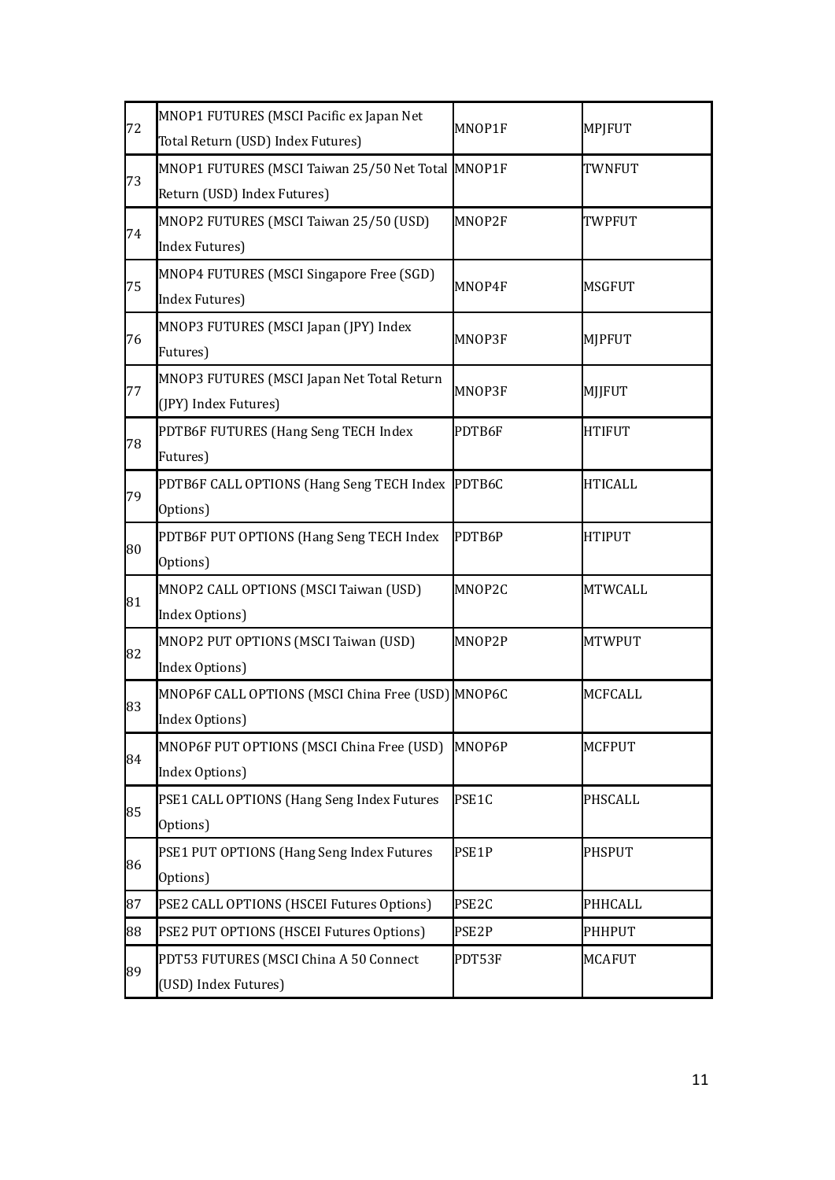| 72 | MNOP1 FUTURES (MSCI Pacific ex Japan Net Total Return (USD) Index Futures) | MNOP1F | MPJFUT |
|---|---|---|---|
| 73 | MNOP1 FUTURES (MSCI Taiwan 25/50 Net Total Return (USD) Index Futures) | MNOP1F | TWNFUT |
| 74 | MNOP2 FUTURES (MSCI Taiwan 25/50 (USD) Index Futures) | MNOP2F | TWPFUT |
| 75 | MNOP4 FUTURES (MSCI Singapore Free (SGD) Index Futures) | MNOP4F | MSGFUT |
| 76 | MNOP3 FUTURES (MSCI Japan (JPY) Index Futures) | MNOP3F | MJPFUT |
| 77 | MNOP3 FUTURES (MSCI Japan Net Total Return (JPY) Index Futures) | MNOP3F | MJJFUT |
| 78 | PDTB6F FUTURES (Hang Seng TECH Index Futures) | PDTB6F | HTIFUT |
| 79 | PDTB6F CALL OPTIONS (Hang Seng TECH Index Options) | PDTB6C | HTICALL |
| 80 | PDTB6F PUT OPTIONS (Hang Seng TECH Index Options) | PDTB6P | HTIPUT |
| 81 | MNOP2 CALL OPTIONS (MSCI Taiwan (USD) Index Options) | MNOP2C | MTWCALL |
| 82 | MNOP2 PUT OPTIONS (MSCI Taiwan (USD) Index Options) | MNOP2P | MTWPUT |
| 83 | MNOP6F CALL OPTIONS (MSCI China Free (USD) Index Options) | MNOP6C | MCFCALL |
| 84 | MNOP6F PUT OPTIONS (MSCI China Free (USD) Index Options) | MNOP6P | MCFPUT |
| 85 | PSE1 CALL OPTIONS (Hang Seng Index Futures Options) | PSE1C | PHSCALL |
| 86 | PSE1 PUT OPTIONS (Hang Seng Index Futures Options) | PSE1P | PHSPUT |
| 87 | PSE2 CALL OPTIONS (HSCEI Futures Options) | PSE2C | PHHCALL |
| 88 | PSE2 PUT OPTIONS (HSCEI Futures Options) | PSE2P | PHHPUT |
| 89 | PDT53 FUTURES (MSCI China A 50 Connect (USD) Index Futures) | PDT53F | MCAFUT |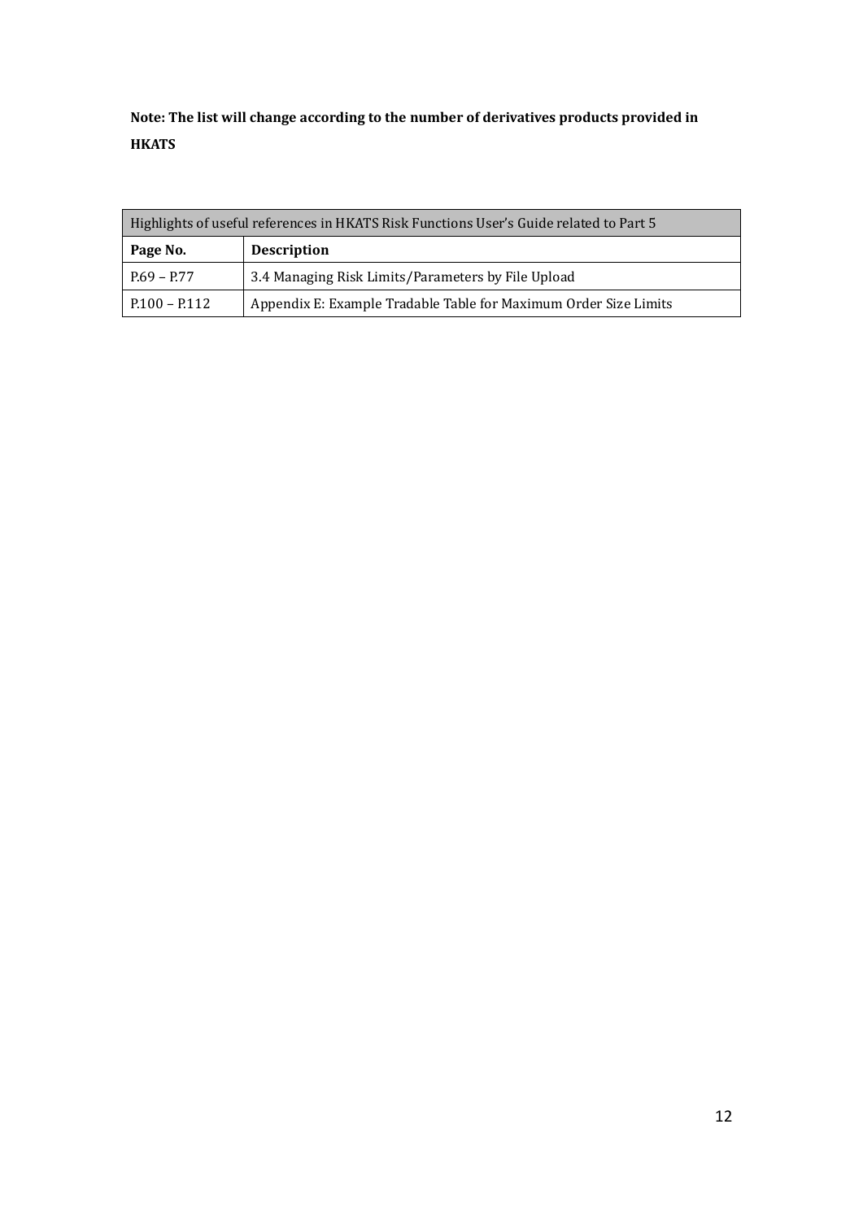**Note: The list will change according to the number of derivatives products provided in HKATS**

| Highlights of useful references in HKATS Risk Functions User's Guide related to Part 5 | |
|---|---|
| **Page No.** | **Description** |
| P.69 – P.77 | 3.4 Managing Risk Limits/Parameters by File Upload |
| P.100 – P.112 | Appendix E: Example Tradable Table for Maximum Order Size Limits |